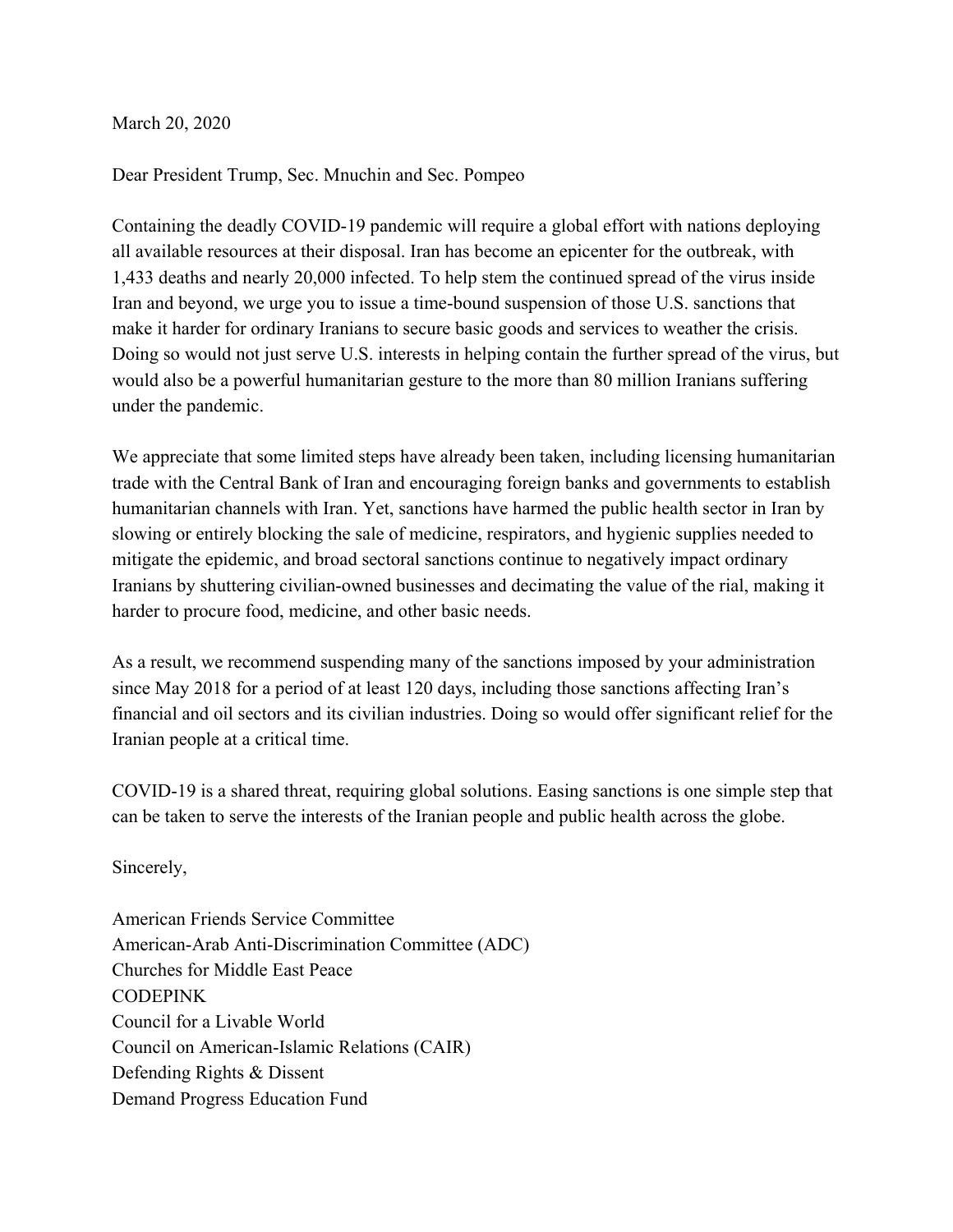March 20, 2020

Dear President Trump, Sec. Mnuchin and Sec. Pompeo

Containing the deadly COVID-19 pandemic will require a global effort with nations deploying all available resources at their disposal. Iran has become an epicenter for the outbreak, with 1,433 deaths and nearly 20,000 infected. To help stem the continued spread of the virus inside Iran and beyond, we urge you to issue a time-bound suspension of those U.S. sanctions that make it harder for ordinary Iranians to secure basic goods and services to weather the crisis. Doing so would not just serve U.S. interests in helping contain the further spread of the virus, but would also be a powerful humanitarian gesture to the more than 80 million Iranians suffering under the pandemic.

We appreciate that some limited steps have already been taken, including licensing humanitarian trade with the Central Bank of Iran and encouraging foreign banks and governments to establish humanitarian channels with Iran. Yet, sanctions have harmed the public health sector in Iran by slowing or entirely blocking the sale of medicine, respirators, and hygienic supplies needed to mitigate the epidemic, and broad sectoral sanctions continue to negatively impact ordinary Iranians by shuttering civilian-owned businesses and decimating the value of the rial, making it harder to procure food, medicine, and other basic needs.

As a result, we recommend suspending many of the sanctions imposed by your administration since May 2018 for a period of at least 120 days, including those sanctions affecting Iran's financial and oil sectors and its civilian industries. Doing so would offer significant relief for the Iranian people at a critical time.

COVID-19 is a shared threat, requiring global solutions. Easing sanctions is one simple step that can be taken to serve the interests of the Iranian people and public health across the globe.

Sincerely,

American Friends Service Committee
American-Arab Anti-Discrimination Committee (ADC)
Churches for Middle East Peace
CODEPINK
Council for a Livable World
Council on American-Islamic Relations (CAIR)
Defending Rights & Dissent
Demand Progress Education Fund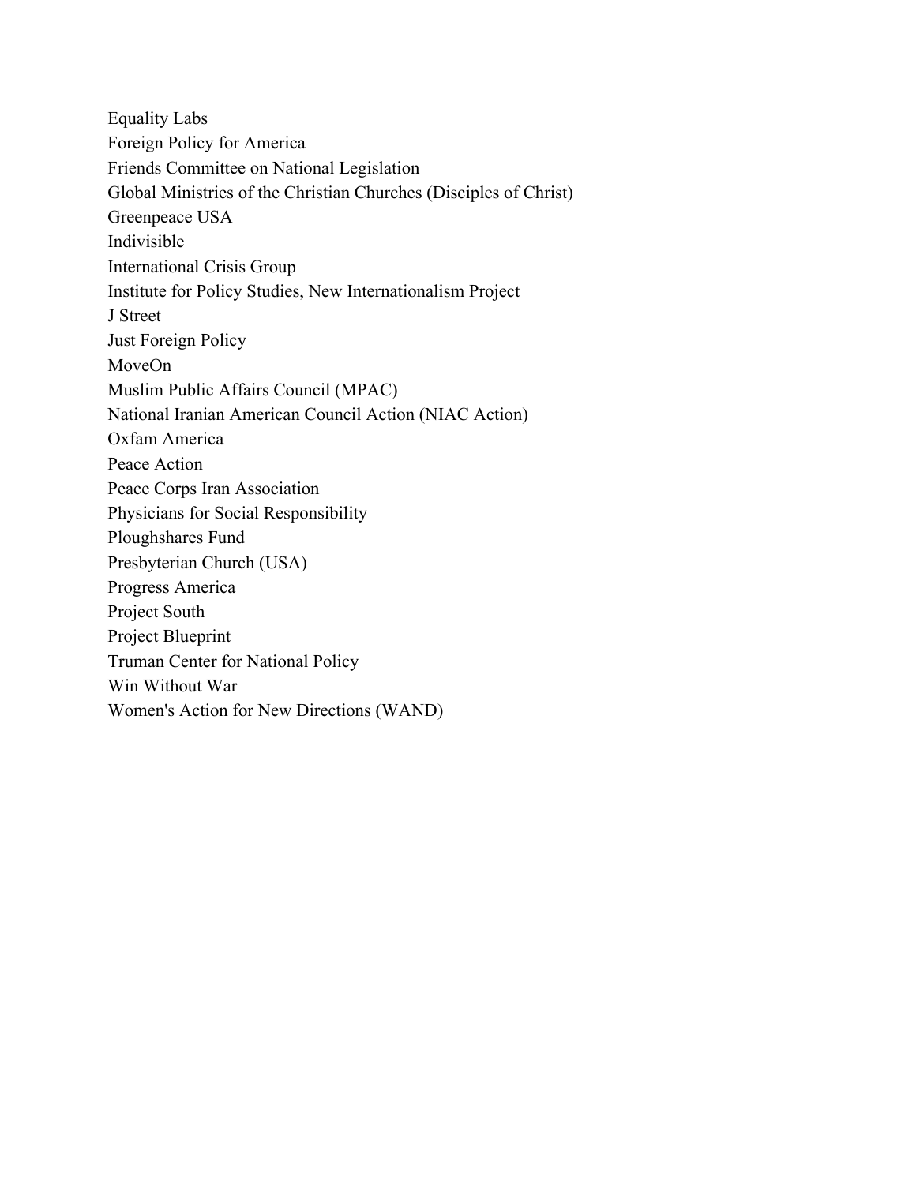Equality Labs
Foreign Policy for America
Friends Committee on National Legislation
Global Ministries of the Christian Churches (Disciples of Christ)
Greenpeace USA
Indivisible
International Crisis Group
Institute for Policy Studies, New Internationalism Project
J Street
Just Foreign Policy
MoveOn
Muslim Public Affairs Council (MPAC)
National Iranian American Council Action (NIAC Action)
Oxfam America
Peace Action
Peace Corps Iran Association
Physicians for Social Responsibility
Ploughshares Fund
Presbyterian Church (USA)
Progress America
Project South
Project Blueprint
Truman Center for National Policy
Win Without War
Women's Action for New Directions (WAND)